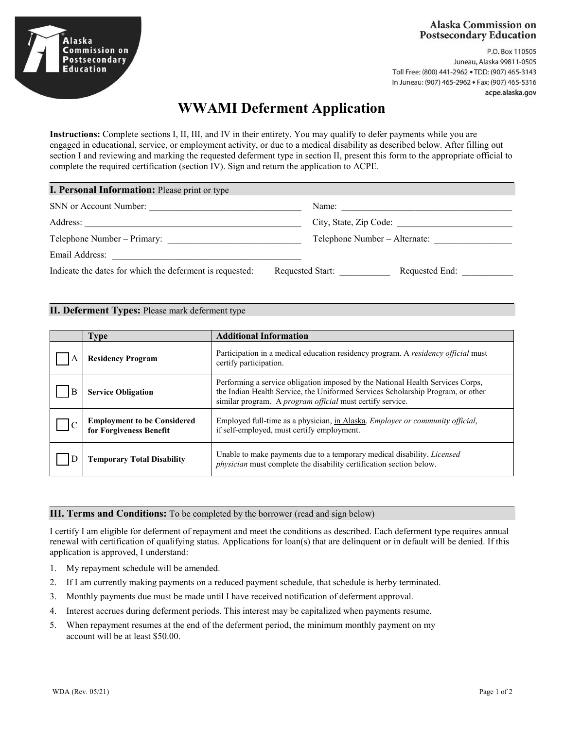Alaska Commission on Postsecondary Education

P.O. Box 110505
Juneau, Alaska 99811-0505
Toll Free: (800) 441-2962 • TDD: (907) 465-3143
In Juneau: (907) 465-2962 • Fax: (907) 465-5316
acpe.alaska.gov

# WWAMI Deferment Application

**Instructions:** Complete sections I, II, III, and IV in their entirety. You may qualify to defer payments while you are engaged in educational, service, or employment activity, or due to a medical disability as described below. After filling out section I and reviewing and marking the requested deferment type in section II, present this form to the appropriate official to complete the required certification (section IV). Sign and return the application to ACPE.

## I. Personal Information: Please print or type

SNN or Account Number: ______________________________ Name: ______________________________

Address: ______________________________ City, State, Zip Code: ______________________________

Telephone Number – Primary: ______________________________ Telephone Number – Alternate: ______________________________

Email Address: ______________________________

Indicate the dates for which the deferment is requested: Requested Start: ___________ Requested End: ___________

## II. Deferment Types: Please mark deferment type

| | Type | Additional Information |
|---|---|---|
| ☐ A | **Residency Program** | Participation in a medical education residency program. A *residency official* must certify participation. |
| ☐ B | **Service Obligation** | Performing a service obligation imposed by the National Health Services Corps, the Indian Health Service, the Uniformed Services Scholarship Program, or other similar program. A *program official* must certify service. |
| ☐ C | **Employment to be Considered for Forgiveness Benefit** | Employed full-time as a physician, in Alaska. *Employer or community official*, if self-employed, must certify employment. |
| ☐ D | **Temporary Total Disability** | Unable to make payments due to a temporary medical disability. *Licensed physician* must complete the disability certification section below. |

## III. Terms and Conditions: To be completed by the borrower (read and sign below)

I certify I am eligible for deferment of repayment and meet the conditions as described. Each deferment type requires annual renewal with certification of qualifying status. Applications for loan(s) that are delinquent or in default will be denied. If this application is approved, I understand:

1. My repayment schedule will be amended.
2. If I am currently making payments on a reduced payment schedule, that schedule is herby terminated.
3. Monthly payments due must be made until I have received notification of deferment approval.
4. Interest accrues during deferment periods. This interest may be capitalized when payments resume.
5. When repayment resumes at the end of the deferment period, the minimum monthly payment on my account will be at least $50.00.

WDA (Rev. 05/21)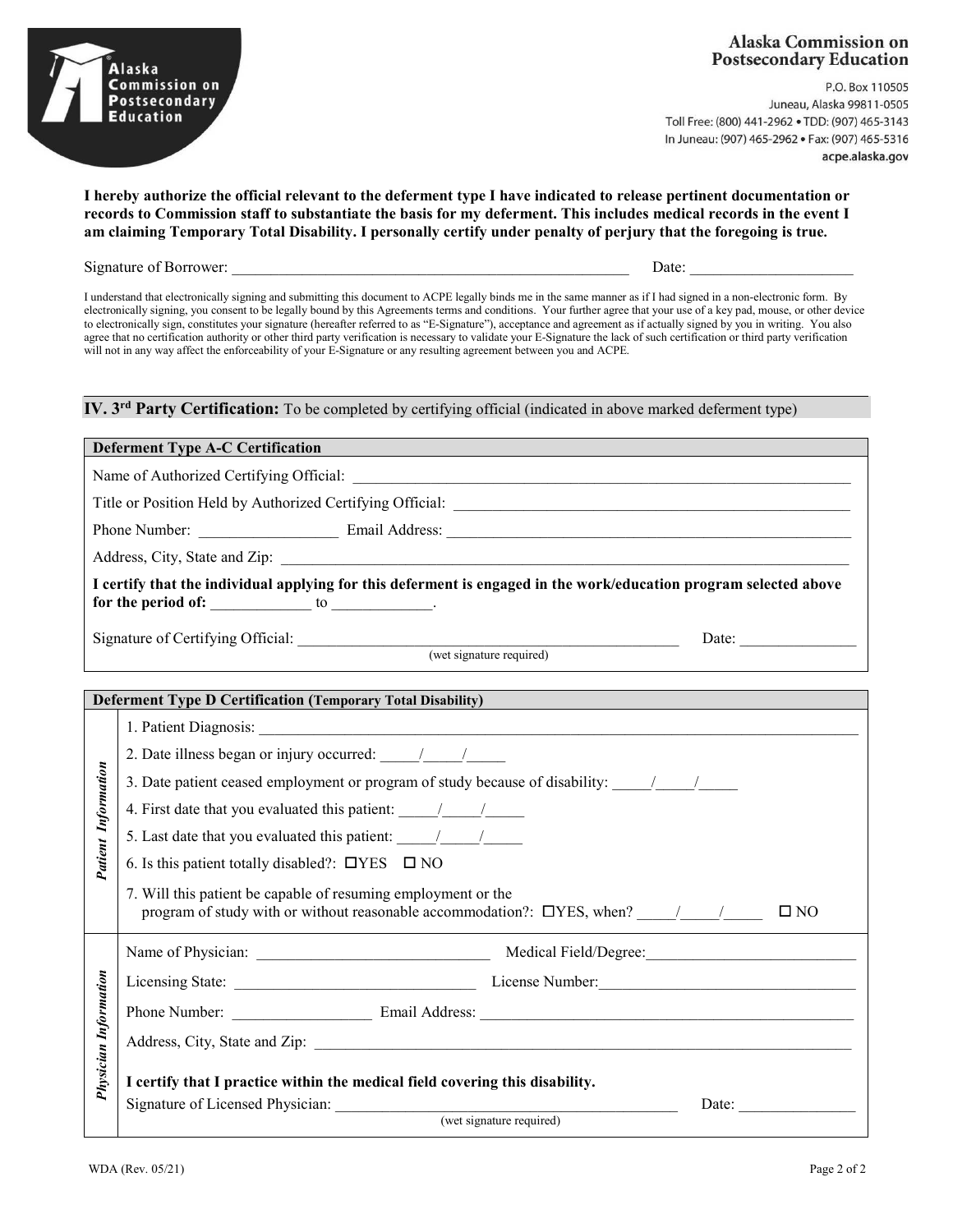**Alaska Commission on Postsecondary Education**

P.O. Box 110505
Juneau, Alaska 99811-0505
Toll Free: (800) 441-2962 • TDD: (907) 465-3143
In Juneau: (907) 465-2962 • Fax: (907) 465-5316
acpe.alaska.gov

**I hereby authorize the official relevant to the deferment type I have indicated to release pertinent documentation or records to Commission staff to substantiate the basis for my deferment. This includes medical records in the event I am claiming Temporary Total Disability. I personally certify under penalty of perjury that the foregoing is true.**

Signature of Borrower: ____________________________________________________ Date: ____________________

I understand that electronically signing and submitting this document to ACPE legally binds me in the same manner as if I had signed in a non-electronic form. By electronically signing, you consent to be legally bound by this Agreements terms and conditions. Your further agree that your use of a key pad, mouse, or other device to electronically sign, constitutes your signature (hereafter referred to as "E-Signature"), acceptance and agreement as if actually signed by you in writing. You also agree that no certification authority or other third party verification is necessary to validate your E-Signature the lack of such certification or third party verification will not in any way affect the enforceability of your E-Signature or any resulting agreement between you and ACPE.

## IV. 3rd Party Certification: To be completed by certifying official (indicated in above marked deferment type)

### Deferment Type A-C Certification

Name of Authorized Certifying Official: ____________________________________________________________

Title or Position Held by Authorized Certifying Official: ____________________________________________

Phone Number: _________________ Email Address: ___________________________________________________

Address, City, State and Zip: ______________________________________________________________________

**I certify that the individual applying for this deferment is engaged in the work/education program selected above for the period of:** ____________ to ____________.

Signature of Certifying Official: _________________________________________________ Date: ______________
(wet signature required)

### Deferment Type D Certification (Temporary Total Disability)

*Patient Information*

1. Patient Diagnosis: ___________________________________________________________________________
2. Date illness began or injury occurred: _____/_____/_____
3. Date patient ceased employment or program of study because of disability: _____/_____/_____
4. First date that you evaluated this patient: _____/_____/_____
5. Last date that you evaluated this patient: _____/_____/_____
6. Is this patient totally disabled?: ☐YES ☐ NO
7. Will this patient be capable of resuming employment or the program of study with or without reasonable accommodation?: ☐YES, when? _____/_____/_____ ☐ NO

*Physician Information*

Name of Physician: _____________________________ Medical Field/Degree: __________________________

Licensing State: ______________________________ License Number: ________________________________

Phone Number: _________________ Email Address: ___________________________________________________

Address, City, State and Zip: ______________________________________________________________________

**I certify that I practice within the medical field covering this disability.**

Signature of Licensed Physician: ___________________________________________ Date: ______________
(wet signature required)

WDA (Rev. 05/21)